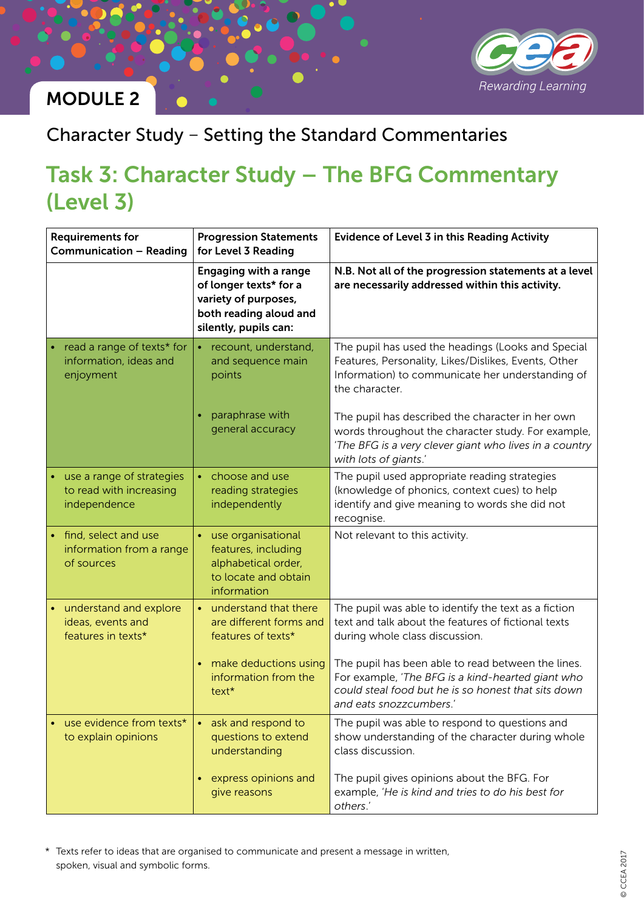MODULE 2

Character Study – Setting the Standard Commentaries

# Task 3: Character Study – The BFG Commentary (Level 3)

| Requirements for Communication – Reading | Progression Statements for Level 3 Reading | Evidence of Level 3 in this Reading Activity |
|---|---|---|
| | **Engaging with a range of longer texts* for a variety of purposes, both reading aloud and silently, pupils can:** | **N.B. Not all of the progression statements at a level are necessarily addressed within this activity.** |
| • read a range of texts* for information, ideas and enjoyment | • recount, understand, and sequence main points | The pupil has used the headings (Looks and Special Features, Personality, Likes/Dislikes, Events, Other Information) to communicate her understanding of the character. |
| | • paraphrase with general accuracy | The pupil has described the character in her own words throughout the character study. For example, *'The BFG is a very clever giant who lives in a country with lots of giants.'* |
| • use a range of strategies to read with increasing independence | • choose and use reading strategies independently | The pupil used appropriate reading strategies (knowledge of phonics, context cues) to help identify and give meaning to words she did not recognise. |
| • find, select and use information from a range of sources | • use organisational features, including alphabetical order, to locate and obtain information | Not relevant to this activity. |
| • understand and explore ideas, events and features in texts* | • understand that there are different forms and features of texts* | The pupil was able to identify the text as a fiction text and talk about the features of fictional texts during whole class discussion. |
| | • make deductions using information from the text* | The pupil has been able to read between the lines. For example, *'The BFG is a kind-hearted giant who could steal food but he is so honest that sits down and eats snozzcumbers.'* |
| • use evidence from texts* to explain opinions | • ask and respond to questions to extend understanding | The pupil was able to respond to questions and show understanding of the character during whole class discussion. |
| | • express opinions and give reasons | The pupil gives opinions about the BFG. For example, *'He is kind and tries to do his best for others.'* |

\* Texts refer to ideas that are organised to communicate and present a message in written, spoken, visual and symbolic forms.

© CCEA 2017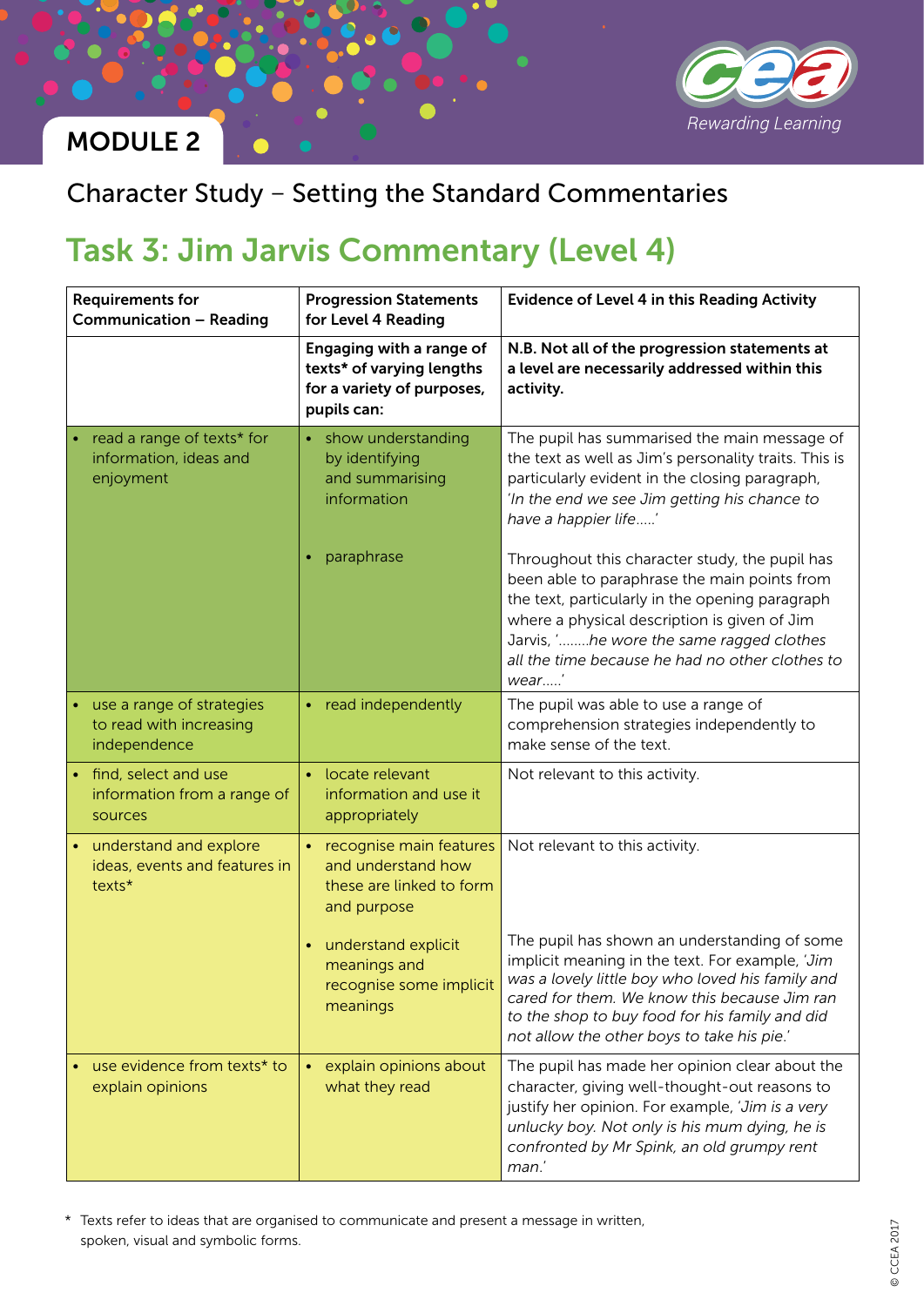## MODULE 2

## Character Study – Setting the Standard Commentaries

# Task 3: Jim Jarvis Commentary (Level 4)

| Requirements for Communication – Reading | Progression Statements for Level 4 Reading | Evidence of Level 4 in this Reading Activity |
|---|---|---|
| | **Engaging with a range of texts* of varying lengths for a variety of purposes, pupils can:** | **N.B. Not all of the progression statements at a level are necessarily addressed within this activity.** |
| • read a range of texts* for information, ideas and enjoyment | • show understanding by identifying and summarising information | The pupil has summarised the main message of the text as well as Jim's personality traits. This is particularly evident in the closing paragraph, '*In the end we see Jim getting his chance to have a happier life.....*' |
| | • paraphrase | Throughout this character study, the pupil has been able to paraphrase the main points from the text, particularly in the opening paragraph where a physical description is given of Jim Jarvis, '*........he wore the same ragged clothes all the time because he had no other clothes to wear.....*' |
| • use a range of strategies to read with increasing independence | • read independently | The pupil was able to use a range of comprehension strategies independently to make sense of the text. |
| • find, select and use information from a range of sources | • locate relevant information and use it appropriately | Not relevant to this activity. |
| • understand and explore ideas, events and features in texts* | • recognise main features and understand how these are linked to form and purpose | Not relevant to this activity. |
| | • understand explicit meanings and recognise some implicit meanings | The pupil has shown an understanding of some implicit meaning in the text. For example, '*Jim was a lovely little boy who loved his family and cared for them. We know this because Jim ran to the shop to buy food for his family and did not allow the other boys to take his pie.*' |
| • use evidence from texts* to explain opinions | • explain opinions about what they read | The pupil has made her opinion clear about the character, giving well-thought-out reasons to justify her opinion. For example, '*Jim is a very unlucky boy. Not only is his mum dying, he is confronted by Mr Spink, an old grumpy rent man.*' |

\* Texts refer to ideas that are organised to communicate and present a message in written, spoken, visual and symbolic forms.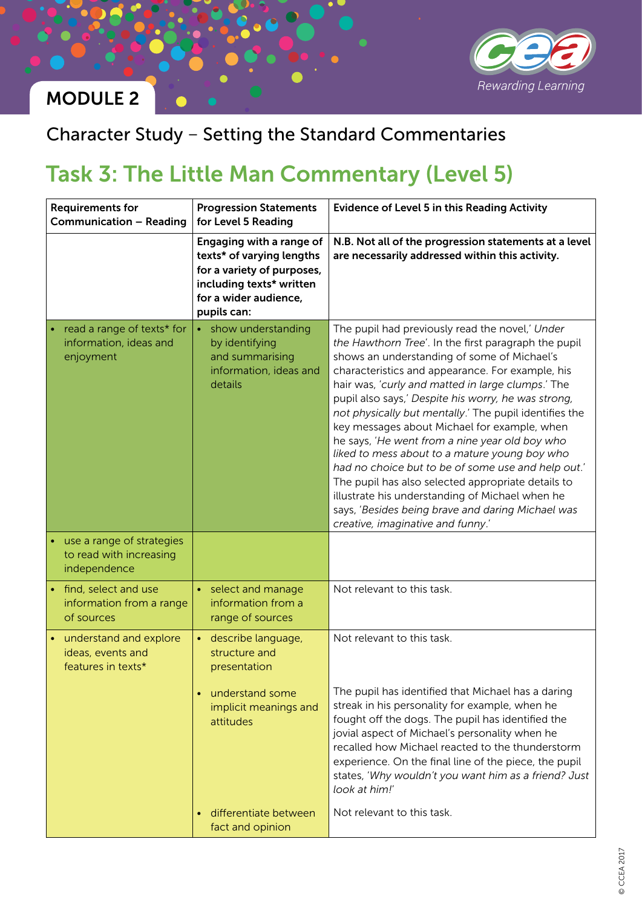## MODULE 2

Character Study – Setting the Standard Commentaries

# Task 3: The Little Man Commentary (Level 5)

| Requirements for Communication – Reading | Progression Statements for Level 5 Reading | Evidence of Level 5 in this Reading Activity |
|---|---|---|
| | **Engaging with a range of texts* of varying lengths for a variety of purposes, including texts* written for a wider audience, pupils can:** | **N.B. Not all of the progression statements at a level are necessarily addressed within this activity.** |
| • read a range of texts* for information, ideas and enjoyment | • show understanding by identifying and summarising information, ideas and details | The pupil had previously read the novel,' *Under the Hawthorn Tree*'. In the first paragraph the pupil shows an understanding of some of Michael's characteristics and appearance. For example, his hair was, '*curly and matted in large clumps*.' The pupil also says,' *Despite his worry, he was strong, not physically but mentally*.' The pupil identifies the key messages about Michael for example, when he says, '*He went from a nine year old boy who liked to mess about to a mature young boy who had no choice but to be of some use and help out*.' The pupil has also selected appropriate details to illustrate his understanding of Michael when he says, '*Besides being brave and daring Michael was creative, imaginative and funny*.' |
| • use a range of strategies to read with increasing independence | | |
| • find, select and use information from a range of sources | • select and manage information from a range of sources | Not relevant to this task. |
| • understand and explore ideas, events and features in texts* | • describe language, structure and presentation | Not relevant to this task. |
| | • understand some implicit meanings and attitudes | The pupil has identified that Michael has a daring streak in his personality for example, when he fought off the dogs. The pupil has identified the jovial aspect of Michael's personality when he recalled how Michael reacted to the thunderstorm experience. On the final line of the piece, the pupil states, '*Why wouldn't you want him as a friend? Just look at him!*' |
| | • differentiate between fact and opinion | Not relevant to this task. |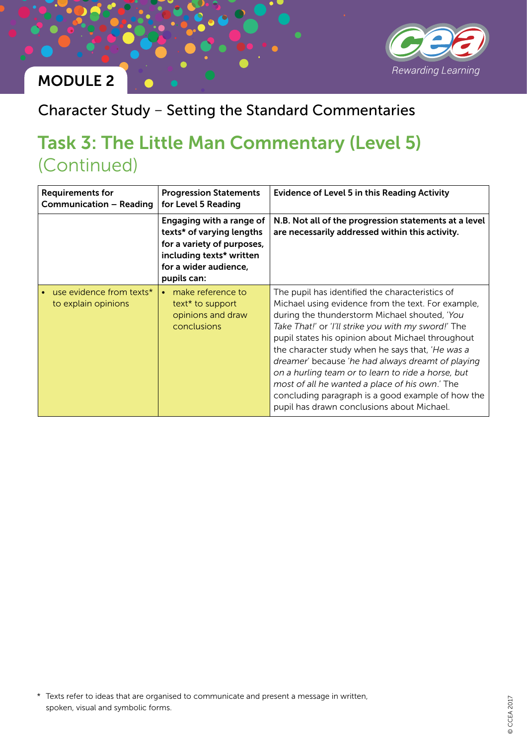## MODULE 2

Character Study – Setting the Standard Commentaries

# Task 3: The Little Man Commentary (Level 5) (Continued)

| Requirements for Communication – Reading | Progression Statements for Level 5 Reading | Evidence of Level 5 in this Reading Activity |
|---|---|---|
| | **Engaging with a range of texts* of varying lengths for a variety of purposes, including texts* written for a wider audience, pupils can:** | **N.B. Not all of the progression statements at a level are necessarily addressed within this activity.** |
| • use evidence from texts* to explain opinions | • make reference to text* to support opinions and draw conclusions | The pupil has identified the characteristics of Michael using evidence from the text. For example, during the thunderstorm Michael shouted, '*You Take That!*' or '*I'll strike you with my sword!*' The pupil states his opinion about Michael throughout the character study when he says that, '*He was a dreamer*' because '*he had always dreamt of playing on a hurling team or to learn to ride a horse, but most of all he wanted a place of his own*.' The concluding paragraph is a good example of how the pupil has drawn conclusions about Michael. |

* Texts refer to ideas that are organised to communicate and present a message in written, spoken, visual and symbolic forms.

© CCEA 2017